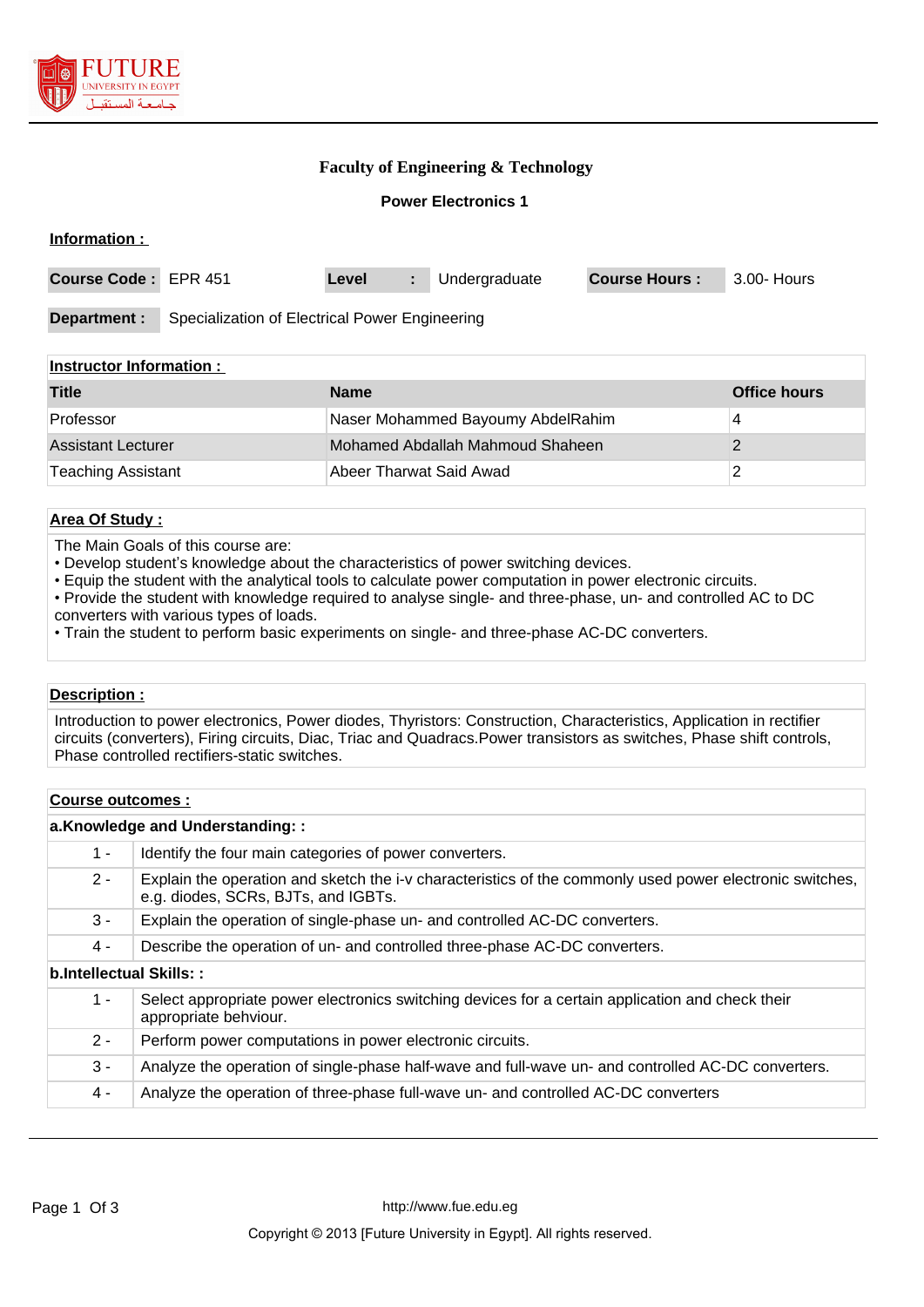**Faculty of Engineering & Technology**

**Power Electronics 1**

**Information :**

| **Course Code :** | EPR 451 | **Level :** | Undergraduate | **Course Hours :** | 3.00- Hours |
|---|---|---|---|---|---|

**Department :** Specialization of Electrical Power Engineering

**Instructor Information :**

| Title | Name | Office hours |
|---|---|---|
| Professor | Naser Mohammed Bayoumy AbdelRahim | 4 |
| Assistant Lecturer | Mohamed Abdallah Mahmoud Shaheen | 2 |
| Teaching Assistant | Abeer Tharwat Said Awad | 2 |

**Area Of Study :**

The Main Goals of this course are:
• Develop student's knowledge about the characteristics of power switching devices.
• Equip the student with the analytical tools to calculate power computation in power electronic circuits.
• Provide the student with knowledge required to analyse single- and three-phase, un- and controlled AC to DC converters with various types of loads.
• Train the student to perform basic experiments on single- and three-phase AC-DC converters.

**Description :**

Introduction to power electronics, Power diodes, Thyristors: Construction, Characteristics, Application in rectifier circuits (converters), Firing circuits, Diac, Triac and Quadracs.Power transistors as switches, Phase shift controls, Phase controlled rectifiers-static switches.

**Course outcomes :**

**a.Knowledge and Understanding: :**

| | |
|---|---|
| 1 - | Identify the four main categories of power converters. |
| 2 - | Explain the operation and sketch the i-v characteristics of the commonly used power electronic switches, e.g. diodes, SCRs, BJTs, and IGBTs. |
| 3 - | Explain the operation of single-phase un- and controlled AC-DC converters. |
| 4 - | Describe the operation of un- and controlled three-phase AC-DC converters. |

**b.Intellectual Skills: :**

| | |
|---|---|
| 1 - | Select appropriate power electronics switching devices for a certain application and check their appropriate behviour. |
| 2 - | Perform power computations in power electronic circuits. |
| 3 - | Analyze the operation of single-phase half-wave and full-wave un- and controlled AC-DC converters. |
| 4 - | Analyze the operation of three-phase full-wave un- and controlled AC-DC converters |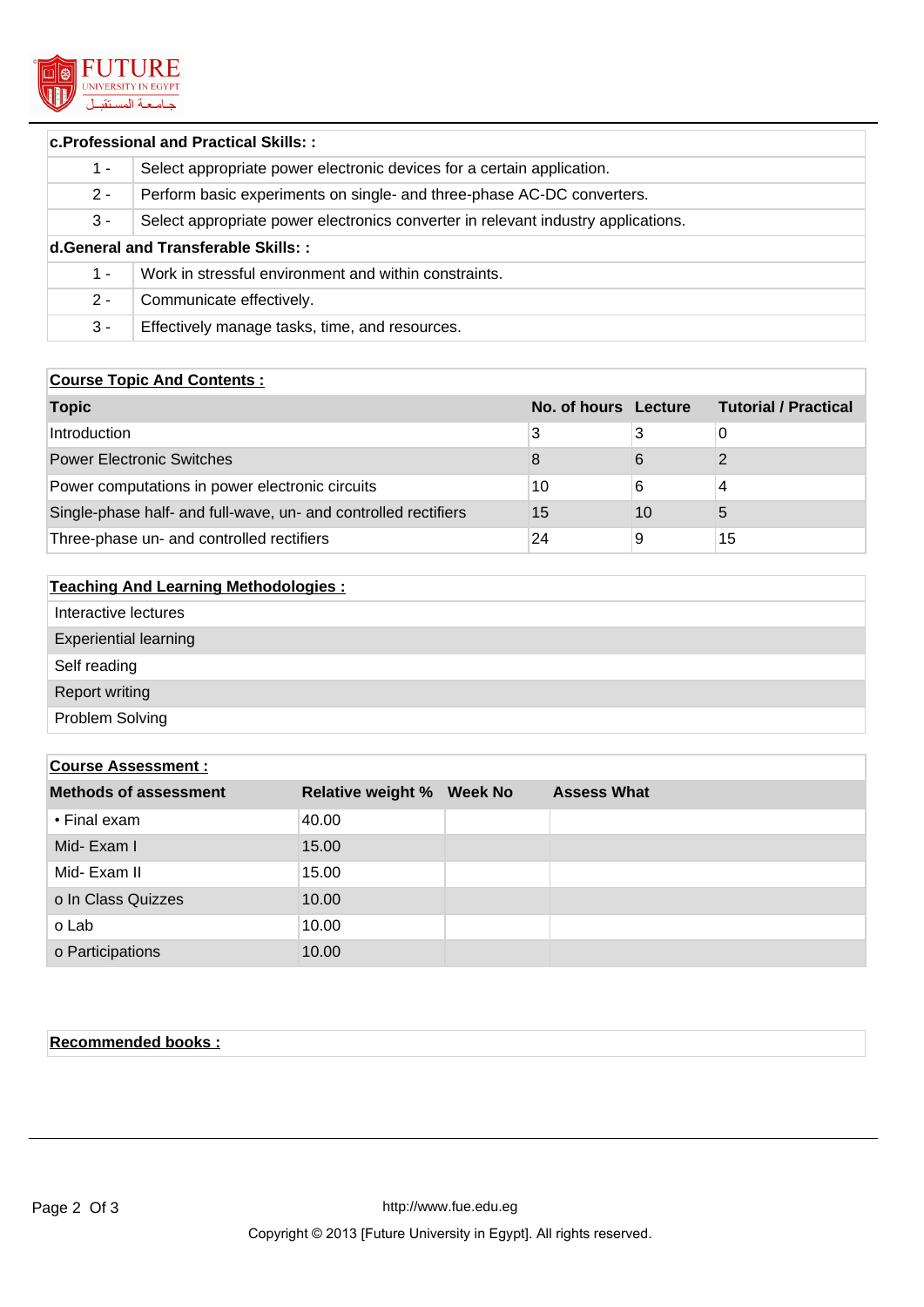| c.Professional and Practical Skills: : | |
|---|---|
| 1 - | Select appropriate power electronic devices for a certain application. |
| 2 - | Perform basic experiments on single- and three-phase AC-DC converters. |
| 3 - | Select appropriate power electronics converter in relevant industry applications. |

| d.General and Transferable Skills: : | |
|---|---|
| 1 - | Work in stressful environment and within constraints. |
| 2 - | Communicate effectively. |
| 3 - | Effectively manage tasks, time, and resources. |

**Course Topic And Contents :**

| Topic | No. of hours | Lecture | Tutorial / Practical |
|---|---|---|---|
| Introduction | 3 | 3 | 0 |
| Power Electronic Switches | 8 | 6 | 2 |
| Power computations in power electronic circuits | 10 | 6 | 4 |
| Single-phase half- and full-wave, un- and controlled rectifiers | 15 | 10 | 5 |
| Three-phase un- and controlled rectifiers | 24 | 9 | 15 |

**Teaching And Learning Methodologies :**

- Interactive lectures
- Experiential learning
- Self reading
- Report writing
- Problem Solving

**Course Assessment :**

| Methods of assessment | Relative weight % | Week No | Assess What |
|---|---|---|---|
| • Final exam | 40.00 | | |
| Mid- Exam I | 15.00 | | |
| Mid- Exam II | 15.00 | | |
| o In Class Quizzes | 10.00 | | |
| o Lab | 10.00 | | |
| o Participations | 10.00 | | |

**Recommended books :**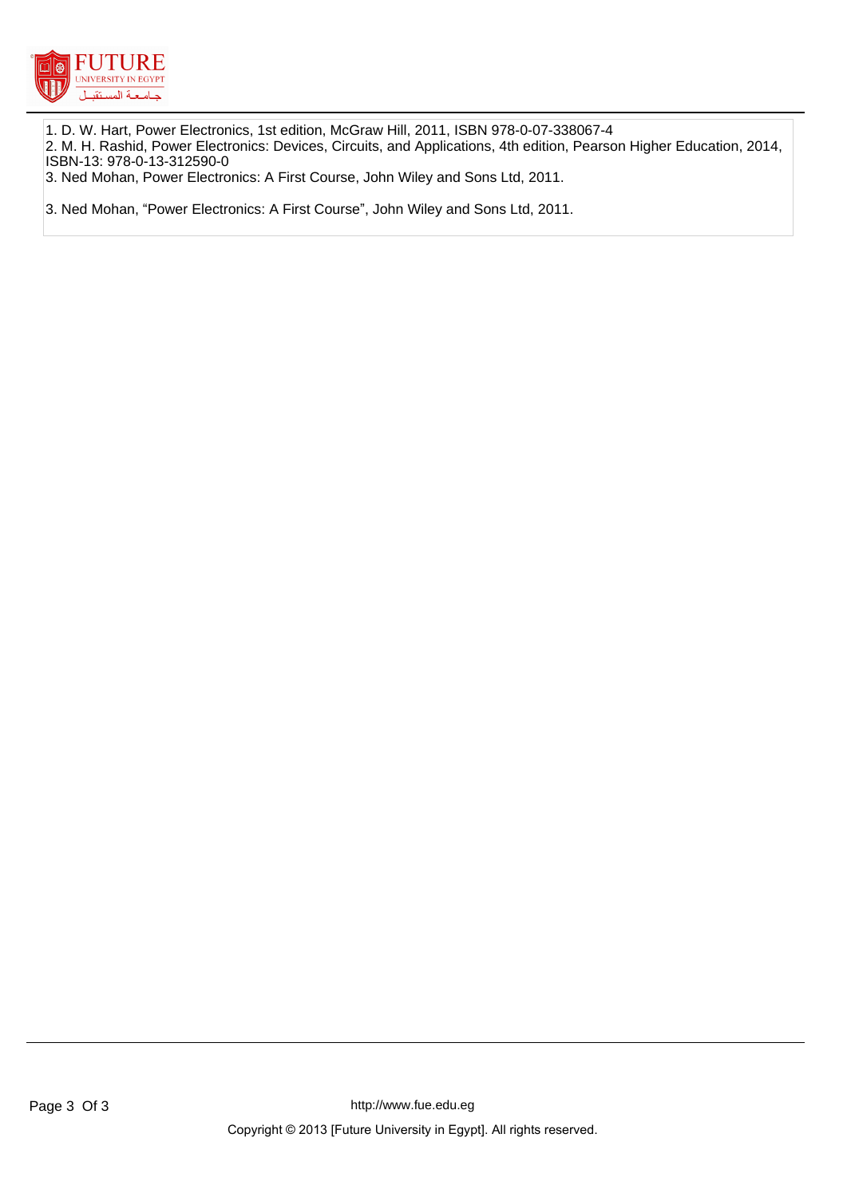1. D. W. Hart, Power Electronics, 1st edition, McGraw Hill, 2011, ISBN 978-0-07-338067-4
2. M. H. Rashid, Power Electronics: Devices, Circuits, and Applications, 4th edition, Pearson Higher Education, 2014, ISBN-13: 978-0-13-312590-0
3. Ned Mohan, Power Electronics: A First Course, John Wiley and Sons Ltd, 2011.

3. Ned Mohan, “Power Electronics: A First Course”, John Wiley and Sons Ltd, 2011.